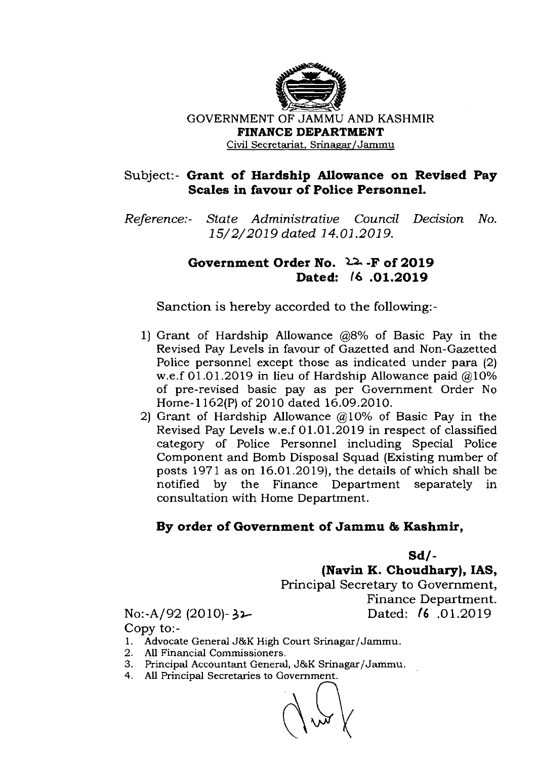GOVERNMENT OF JAMMU AND KASHMIR

**FINANCE DEPARTMENT**

Civil Secretariat, Srinagar/Jammu

Subject:- **Grant of Hardship Allowance on Revised Pay Scales in favour of Police Personnel.**

*Reference:- State Administrative Council Decision No. 15/2/2019 dated 14.01.2019.*

**Government Order No. 22 -F of 2019**
**Dated: 16 .01.2019**

Sanction is hereby accorded to the following:-

1) Grant of Hardship Allowance @8% of Basic Pay in the Revised Pay Levels in favour of Gazetted and Non-Gazetted Police personnel except those as indicated under para (2) w.e.f 01.01.2019 in lieu of Hardship Allowance paid @10% of pre-revised basic pay as per Government Order No Home-1162(P) of 2010 dated 16.09.2010.
2) Grant of Hardship Allowance @10% of Basic Pay in the Revised Pay Levels w.e.f 01.01.2019 in respect of classified category of Police Personnel including Special Police Component and Bomb Disposal Squad (Existing number of posts 1971 as on 16.01.2019), the details of which shall be notified by the Finance Department separately in consultation with Home Department.

**By order of Government of Jammu & Kashmir,**

**Sd/-**

**(Navin K. Choudhary), IAS,**
Principal Secretary to Government,
Finance Department.

No:-A/92 (2010)- 32    Dated: 16 .01.2019

Copy to:-

1. Advocate General J&K High Court Srinagar/Jammu.
2. All Financial Commissioners.
3. Principal Accountant General, J&K Srinagar/Jammu.
4. All Principal Secretaries to Government.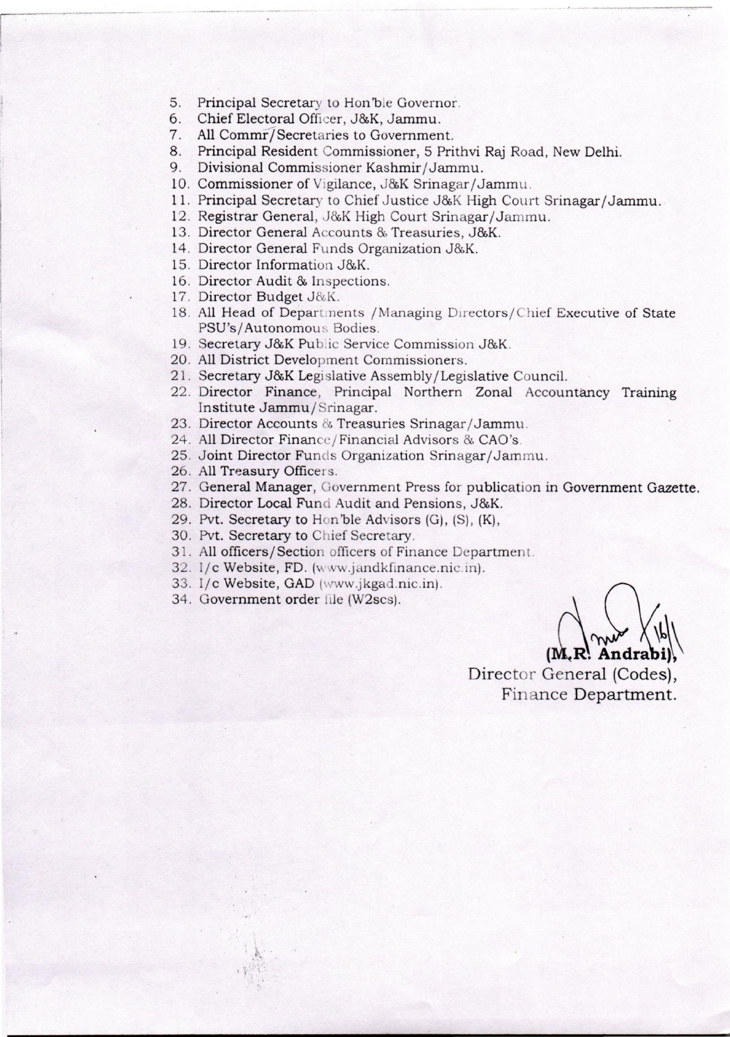5. Principal Secretary to Hon'ble Governor.
6. Chief Electoral Officer, J&K, Jammu.
7. All Commr/Secretaries to Government.
8. Principal Resident Commissioner, 5 Prithvi Raj Road, New Delhi.
9. Divisional Commissioner Kashmir/Jammu.
10. Commissioner of Vigilance, J&K Srinagar/Jammu.
11. Principal Secretary to Chief Justice J&K High Court Srinagar/Jammu.
12. Registrar General, J&K High Court Srinagar/Jammu.
13. Director General Accounts & Treasuries, J&K.
14. Director General Funds Organization J&K.
15. Director Information J&K.
16. Director Audit & Inspections.
17. Director Budget J&K.
18. All Head of Departments /Managing Directors/Chief Executive of State PSU's/Autonomous Bodies.
19. Secretary J&K Public Service Commission J&K.
20. All District Development Commissioners.
21. Secretary J&K Legislative Assembly/Legislative Council.
22. Director Finance, Principal Northern Zonal Accountancy Training Institute Jammu/Srinagar.
23. Director Accounts & Treasuries Srinagar/Jammu.
24. All Director Finance/Financial Advisors & CAO's.
25. Joint Director Funds Organization Srinagar/Jammu.
26. All Treasury Officers.
27. General Manager, Government Press for publication in Government Gazette.
28. Director Local Fund Audit and Pensions, J&K.
29. Pvt. Secretary to Hon'ble Advisors (G), (S), (K),
30. Pvt. Secretary to Chief Secretary.
31. All officers/Section officers of Finance Department.
32. I/c Website, FD. (www.jandkfinance.nic.in).
33. I/c Website, GAD (www.jkgad.nic.in).
34. Government order file (W2scs).

**(M.R. Andrabi),**
Director General (Codes),
Finance Department.